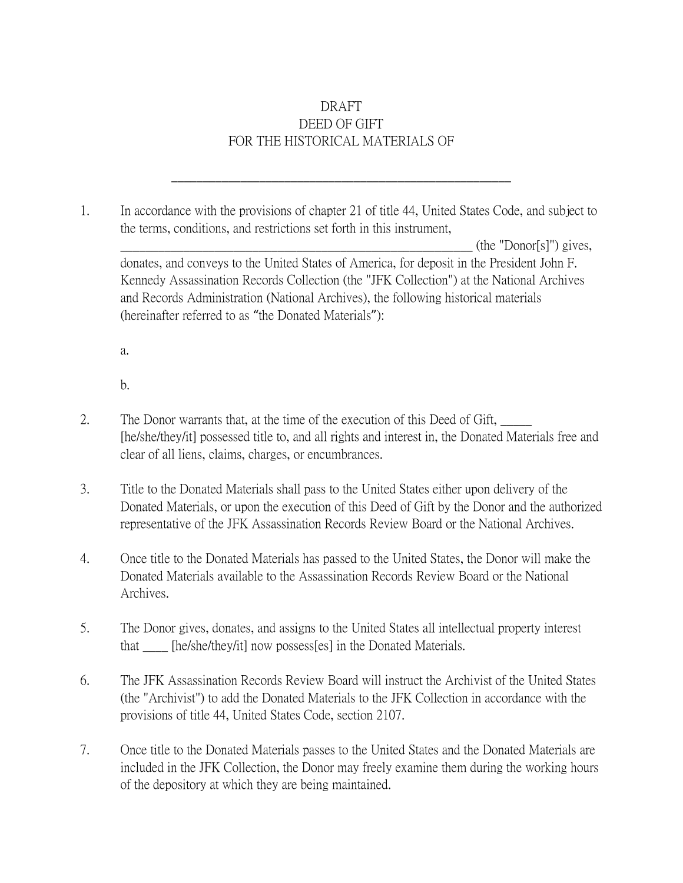# DRAFT
# DEED OF GIFT
# FOR THE HISTORICAL MATERIALS OF

\_\_\_\_\_\_\_\_\_\_\_\_\_\_\_\_\_\_\_\_\_\_\_\_\_\_\_\_\_\_\_\_\_\_\_\_\_\_\_\_\_\_\_\_\_\_\_\_\_\_\_\_\_\_

1. In accordance with the provisions of chapter 21 of title 44, United States Code, and subject to the terms, conditions, and restrictions set forth in this instrument, \_\_\_\_\_\_\_\_\_\_\_\_\_\_\_\_\_\_\_\_\_\_\_\_\_\_\_\_\_\_\_\_\_\_\_\_\_\_\_\_\_\_\_\_\_\_\_\_\_\_\_\_\_\_\_\_ (the "Donor[s]") gives, donates, and conveys to the United States of America, for deposit in the President John F. Kennedy Assassination Records Collection (the "JFK Collection") at the National Archives and Records Administration (National Archives), the following historical materials (hereinafter referred to as "the Donated Materials"):

   a.

   b.

2. The Donor warrants that, at the time of the execution of this Deed of Gift, \_\_\_\_\_ [he/she/they/it] possessed title to, and all rights and interest in, the Donated Materials free and clear of all liens, claims, charges, or encumbrances.

3. Title to the Donated Materials shall pass to the United States either upon delivery of the Donated Materials, or upon the execution of this Deed of Gift by the Donor and the authorized representative of the JFK Assassination Records Review Board or the National Archives.

4. Once title to the Donated Materials has passed to the United States, the Donor will make the Donated Materials available to the Assassination Records Review Board or the National Archives.

5. The Donor gives, donates, and assigns to the United States all intellectual property interest that \_\_\_\_ [he/she/they/it] now possess[es] in the Donated Materials.

6. The JFK Assassination Records Review Board will instruct the Archivist of the United States (the "Archivist") to add the Donated Materials to the JFK Collection in accordance with the provisions of title 44, United States Code, section 2107.

7. Once title to the Donated Materials passes to the United States and the Donated Materials are included in the JFK Collection, the Donor may freely examine them during the working hours of the depository at which they are being maintained.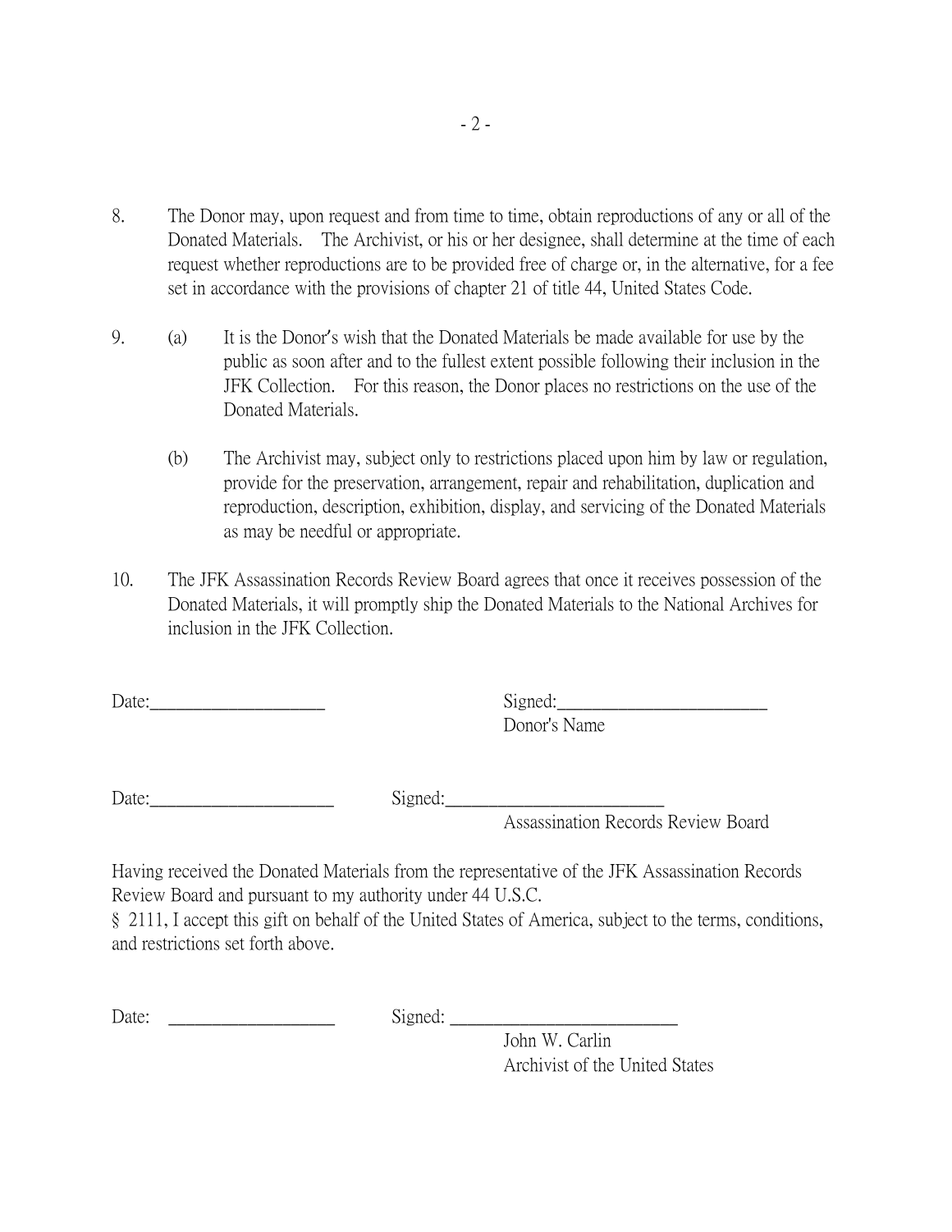8. The Donor may, upon request and from time to time, obtain reproductions of any or all of the Donated Materials. The Archivist, or his or her designee, shall determine at the time of each request whether reproductions are to be provided free of charge or, in the alternative, for a fee set in accordance with the provisions of chapter 21 of title 44, United States Code.

9. (a) It is the Donor's wish that the Donated Materials be made available for use by the public as soon after and to the fullest extent possible following their inclusion in the JFK Collection. For this reason, the Donor places no restrictions on the use of the Donated Materials.

   (b) The Archivist may, subject only to restrictions placed upon him by law or regulation, provide for the preservation, arrangement, repair and rehabilitation, duplication and reproduction, description, exhibition, display, and servicing of the Donated Materials as may be needful or appropriate.

10. The JFK Assassination Records Review Board agrees that once it receives possession of the Donated Materials, it will promptly ship the Donated Materials to the National Archives for inclusion in the JFK Collection.

Date:____________________ Signed:________________________
Donor's Name

Date:_____________________ Signed:_________________________
Assassination Records Review Board

Having received the Donated Materials from the representative of the JFK Assassination Records Review Board and pursuant to my authority under 44 U.S.C. § 2111, I accept this gift on behalf of the United States of America, subject to the terms, conditions, and restrictions set forth above.

Date: ___________________ Signed: __________________________
John W. Carlin
Archivist of the United States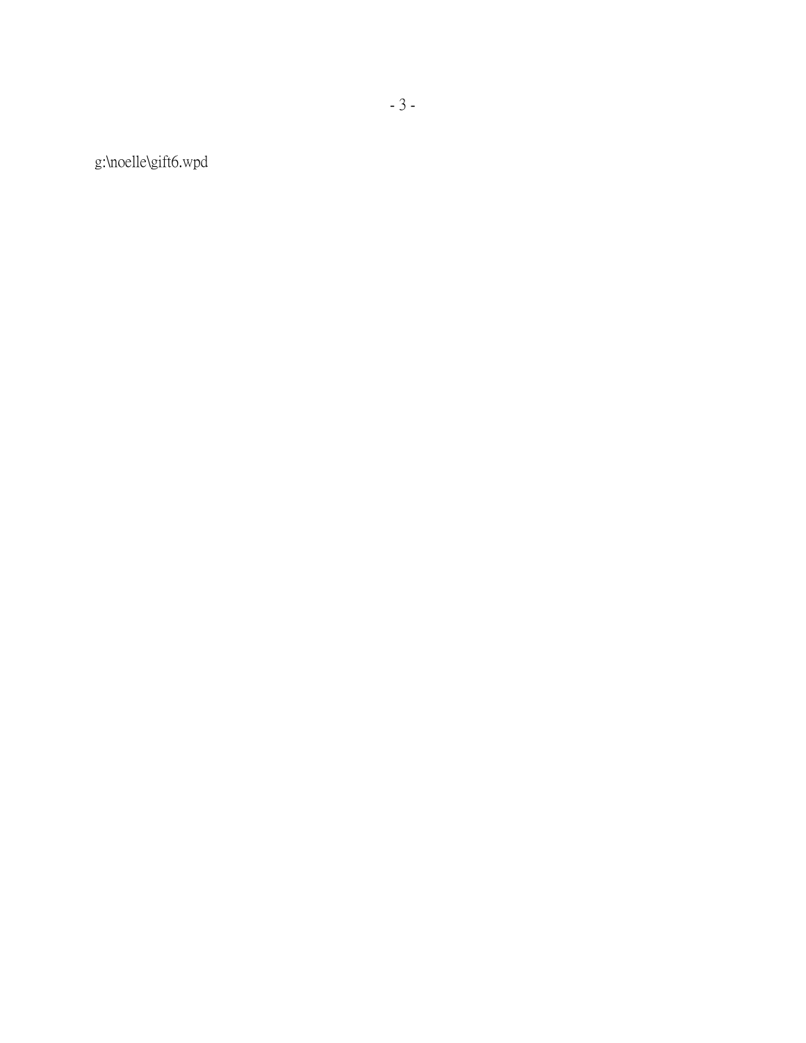g:\noelle\gift6.wpd